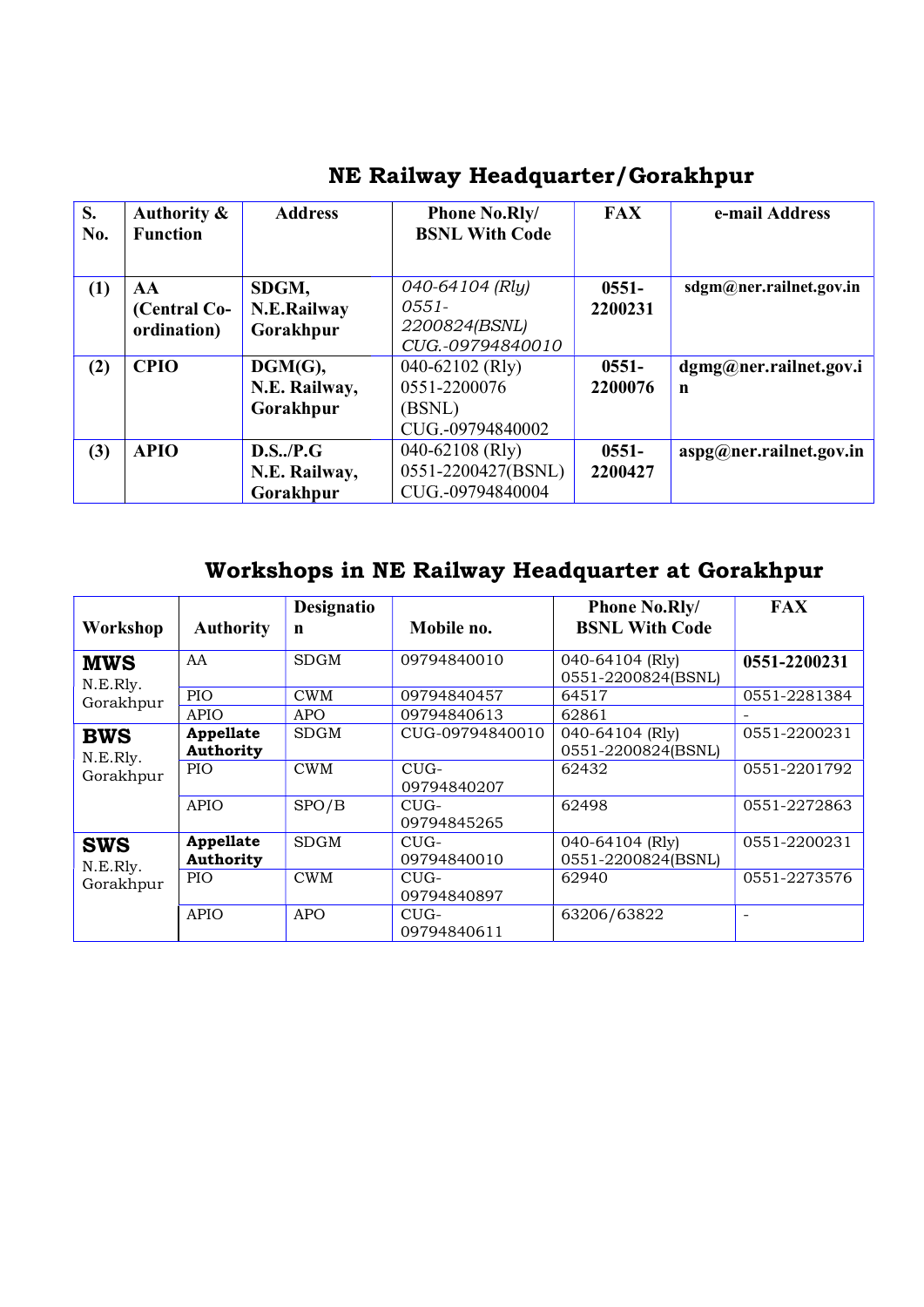## NE Railway Headquarter/Gorakhpur

| S. No. | Authority & Function | Address | Phone No.Rly/ BSNL With Code | FAX | e-mail Address |
|---|---|---|---|---|---|
| **(1)** | **AA (Central Co-ordination)** | **SDGM, N.E.Railway Gorakhpur** | *040-64104 (Rly) 0551-2200824(BSNL) CUG.-09794840010* | **0551-2200231** | **sdgm@ner.railnet.gov.in** |
| **(2)** | **CPIO** | **DGM(G), N.E. Railway, Gorakhpur** | 040-62102 (Rly) 0551-2200076 (BSNL) CUG.-09794840002 | **0551-2200076** | **dgmg@ner.railnet.gov.in** |
| **(3)** | **APIO** | **D.S../P.G N.E. Railway, Gorakhpur** | 040-62108 (Rly) 0551-2200427(BSNL) CUG.-09794840004 | **0551-2200427** | **aspg@ner.railnet.gov.in** |

## Workshops in NE Railway Headquarter at Gorakhpur

| Workshop | Authority | Designation | Mobile no. | Phone No.Rly/ BSNL With Code | FAX |
|---|---|---|---|---|---|
| **MWS** N.E.Rly. Gorakhpur | AA | SDGM | 09794840010 | 040-64104 (Rly) 0551-2200824(BSNL) | **0551-2200231** |
| | PIO | CWM | 09794840457 | 64517 | 0551-2281384 |
| | APIO | APO | 09794840613 | 62861 | - |
| **BWS** N.E.Rly. Gorakhpur | **Appellate Authority** | SDGM | CUG-09794840010 | 040-64104 (Rly) 0551-2200824(BSNL) | 0551-2200231 |
| | PIO | CWM | CUG-09794840207 | 62432 | 0551-2201792 |
| | APIO | SPO/B | CUG-09794845265 | 62498 | 0551-2272863 |
| **SWS** N.E.Rly. Gorakhpur | **Appellate Authority** | SDGM | CUG-09794840010 | 040-64104 (Rly) 0551-2200824(BSNL) | 0551-2200231 |
| | PIO | CWM | CUG-09794840897 | 62940 | 0551-2273576 |
| | APIO | APO | CUG-09794840611 | 63206/63822 | - |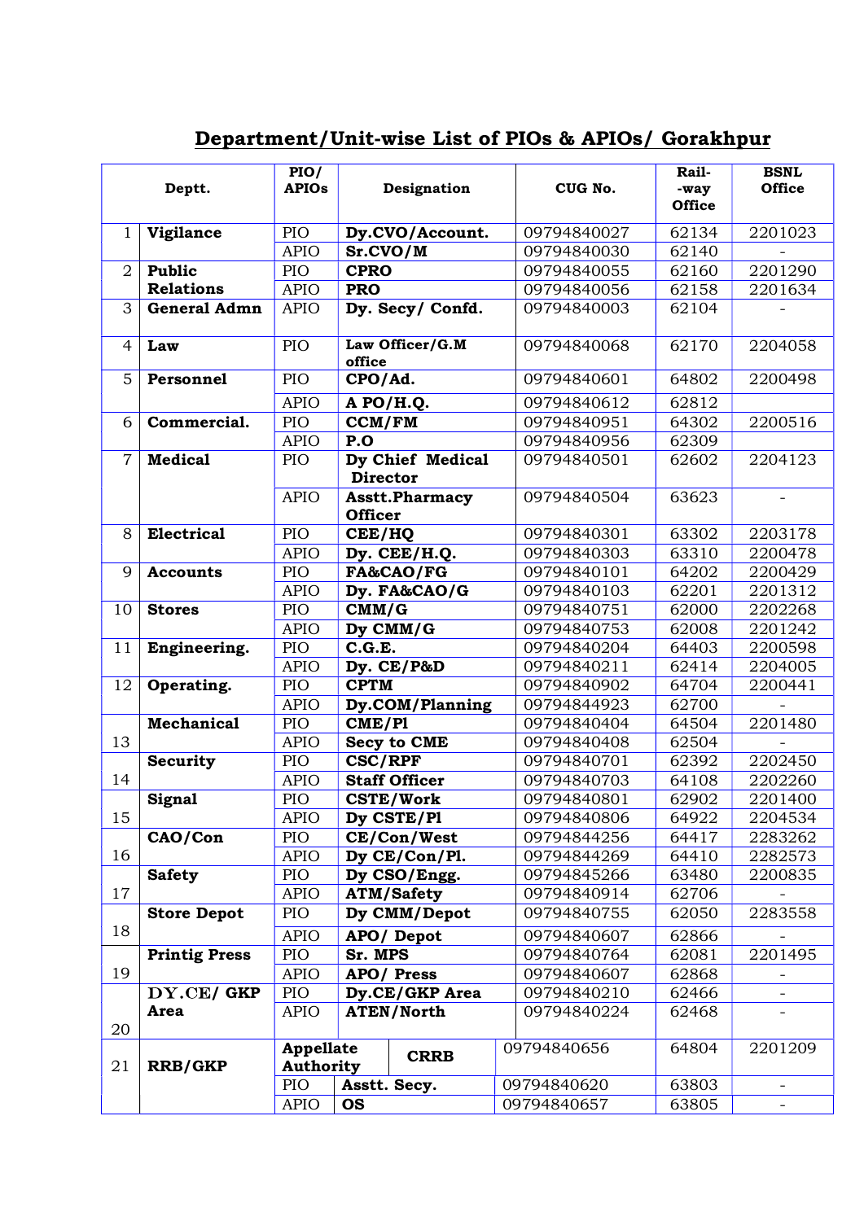## Department/Unit-wise List of PIOs & APIOs/ Gorakhpur

| | Deptt. | PIO/ APIOs | Designation | CUG No. | Rail- -way Office | BSNL Office |
|---|---|---|---|---|---|---|
| 1 | **Vigilance** | PIO | **Dy.CVO/Account.** | 09794840027 | 62134 | 2201023 |
| | | APIO | **Sr.CVO/M** | 09794840030 | 62140 | - |
| 2 | **Public Relations** | PIO | **CPRO** | 09794840055 | 62160 | 2201290 |
| | | APIO | **PRO** | 09794840056 | 62158 | 2201634 |
| 3 | **General Admn** | APIO | **Dy. Secy/ Confd.** | 09794840003 | 62104 | - |
| 4 | **Law** | PIO | **Law Officer/G.M office** | 09794840068 | 62170 | 2204058 |
| 5 | **Personnel** | PIO | **CPO/Ad.** | 09794840601 | 64802 | 2200498 |
| | | APIO | **A PO/H.Q.** | 09794840612 | 62812 | |
| 6 | **Commercial.** | PIO | **CCM/FM** | 09794840951 | 64302 | 2200516 |
| | | APIO | **P.O** | 09794840956 | 62309 | |
| 7 | **Medical** | PIO | **Dy Chief Medical Director** | 09794840501 | 62602 | 2204123 |
| | | APIO | **Asstt.Pharmacy Officer** | 09794840504 | 63623 | - |
| 8 | **Electrical** | PIO | **CEE/HQ** | 09794840301 | 63302 | 2203178 |
| | | APIO | **Dy. CEE/H.Q.** | 09794840303 | 63310 | 2200478 |
| 9 | **Accounts** | PIO | **FA&CAO/FG** | 09794840101 | 64202 | 2200429 |
| | | APIO | **Dy. FA&CAO/G** | 09794840103 | 62201 | 2201312 |
| 10 | **Stores** | PIO | **CMM/G** | 09794840751 | 62000 | 2202268 |
| | | APIO | **Dy CMM/G** | 09794840753 | 62008 | 2201242 |
| 11 | **Engineering.** | PIO | **C.G.E.** | 09794840204 | 64403 | 2200598 |
| | | APIO | **Dy. CE/P&D** | 09794840211 | 62414 | 2204005 |
| 12 | **Operating.** | PIO | **CPTM** | 09794840902 | 64704 | 2200441 |
| | | APIO | **Dy.COM/Planning** | 09794844923 | 62700 | - |
| 13 | **Mechanical** | PIO | **CME/Pl** | 09794840404 | 64504 | 2201480 |
| | | APIO | **Secy to CME** | 09794840408 | 62504 | - |
| 14 | **Security** | PIO | **CSC/RPF** | 09794840701 | 62392 | 2202450 |
| | | APIO | **Staff Officer** | 09794840703 | 64108 | 2202260 |
| 15 | **Signal** | PIO | **CSTE/Work** | 09794840801 | 62902 | 2201400 |
| | | APIO | **Dy CSTE/Pl** | 09794840806 | 64922 | 2204534 |
| 16 | **CAO/Con** | PIO | **CE/Con/West** | 09794844256 | 64417 | 2283262 |
| | | APIO | **Dy CE/Con/Pl.** | 09794844269 | 64410 | 2282573 |
| 17 | **Safety** | PIO | **Dy CSO/Engg.** | 09794845266 | 63480 | 2200835 |
| | | APIO | **ATM/Safety** | 09794840914 | 62706 | - |
| 18 | **Store Depot** | PIO | **Dy CMM/Depot** | 09794840755 | 62050 | 2283558 |
| | | APIO | **APO/ Depot** | 09794840607 | 62866 | - |
| 19 | **Printig Press** | PIO | **Sr. MPS** | 09794840764 | 62081 | 2201495 |
| | | APIO | **APO/ Press** | 09794840607 | 62868 | - |
| 20 | **DY.CE/ GKP Area** | PIO | **Dy.CE/GKP Area** | 09794840210 | 62466 | - |
| | | APIO | **ATEN/North** | 09794840224 | 62468 | - |
| 21 | **RRB/GKP** | **Appellate Authority** | **CRRB** | 09794840656 | 64804 | 2201209 |
| | | PIO | **Asstt. Secy.** | 09794840620 | 63803 | - |
| | | APIO | **OS** | 09794840657 | 63805 | - |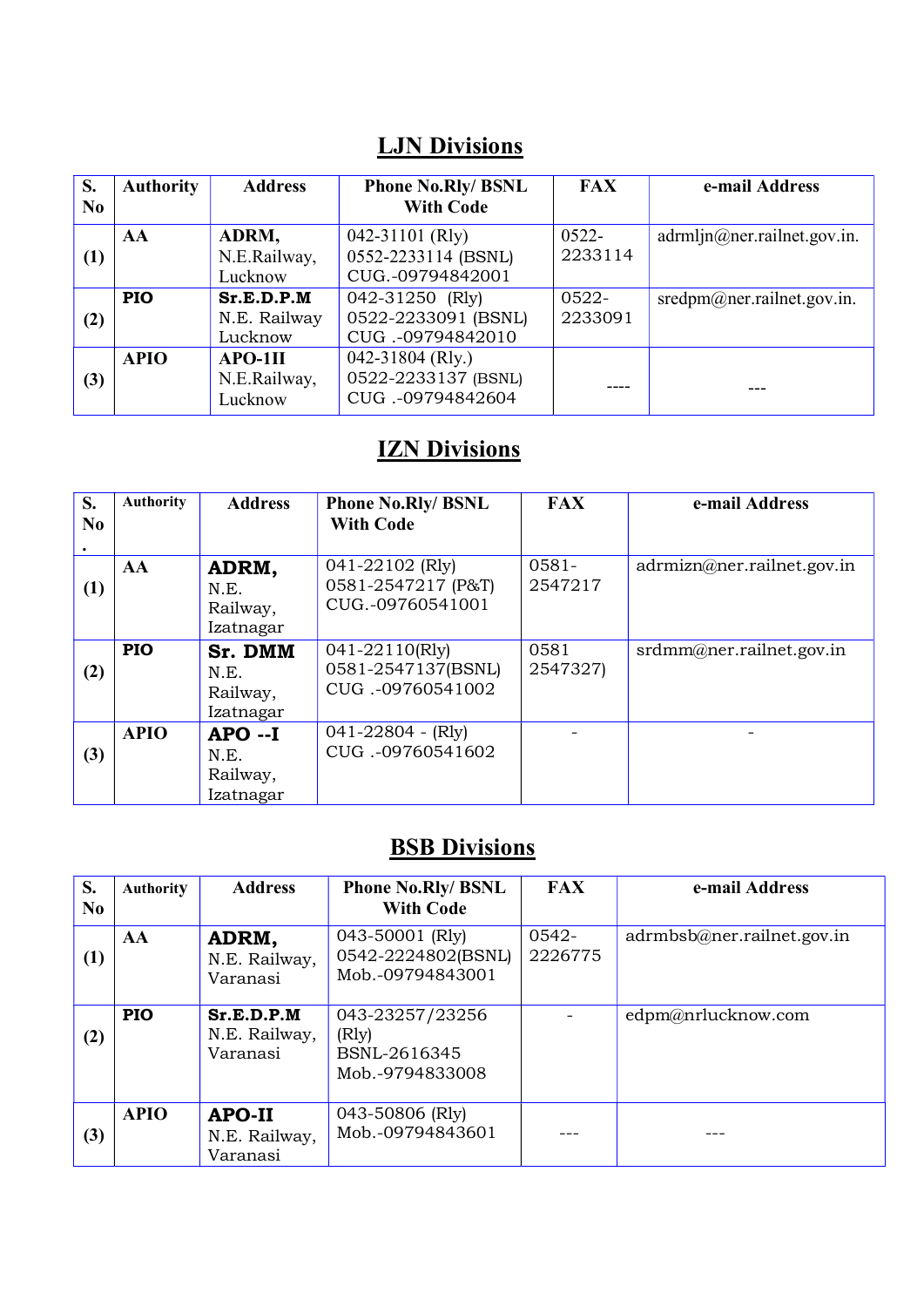## LJN Divisions

| S. No | Authority | Address | Phone No.Rly/ BSNL With Code | FAX | e-mail Address |
|---|---|---|---|---|---|
| (1) | AA | **ADRM,** N.E.Railway, Lucknow | 042-31101 (Rly) 0552-2233114 (BSNL) CUG.-09794842001 | 0522-2233114 | adrmljn@ner.railnet.gov.in. |
| (2) | PIO | **Sr.E.D.P.M** N.E. Railway Lucknow | 042-31250 (Rly) 0522-2233091 (BSNL) CUG .-09794842010 | 0522-2233091 | sredpm@ner.railnet.gov.in. |
| (3) | APIO | **APO-1II** N.E.Railway, Lucknow | 042-31804 (Rly.) 0522-2233137 (BSNL) CUG .-09794842604 | ---- | --- |

## IZN Divisions

| S. No. | Authority | Address | Phone No.Rly/ BSNL With Code | FAX | e-mail Address |
|---|---|---|---|---|---|
| (1) | AA | **ADRM,** N.E. Railway, Izatnagar | 041-22102 (Rly) 0581-2547217 (P&T) CUG.-09760541001 | 0581-2547217 | adrmizn@ner.railnet.gov.in |
| (2) | PIO | **Sr. DMM** N.E. Railway, Izatnagar | 041-22110(Rly) 0581-2547137(BSNL) CUG .-09760541002 | 0581 2547327) | srdmm@ner.railnet.gov.in |
| (3) | APIO | **APO --I** N.E. Railway, Izatnagar | 041-22804 - (Rly) CUG .-09760541602 | - | - |

## BSB Divisions

| S. No | Authority | Address | Phone No.Rly/ BSNL With Code | FAX | e-mail Address |
|---|---|---|---|---|---|
| (1) | AA | **ADRM,** N.E. Railway, Varanasi | 043-50001 (Rly) 0542-2224802(BSNL) Mob.-09794843001 | 0542-2226775 | adrmbsb@ner.railnet.gov.in |
| (2) | PIO | **Sr.E.D.P.M** N.E. Railway, Varanasi | 043-23257/23256 (Rly) BSNL-2616345 Mob.-9794833008 | - | edpm@nrlucknow.com |
| (3) | APIO | **APO-II** N.E. Railway, Varanasi | 043-50806 (Rly) Mob.-09794843601 | --- | --- |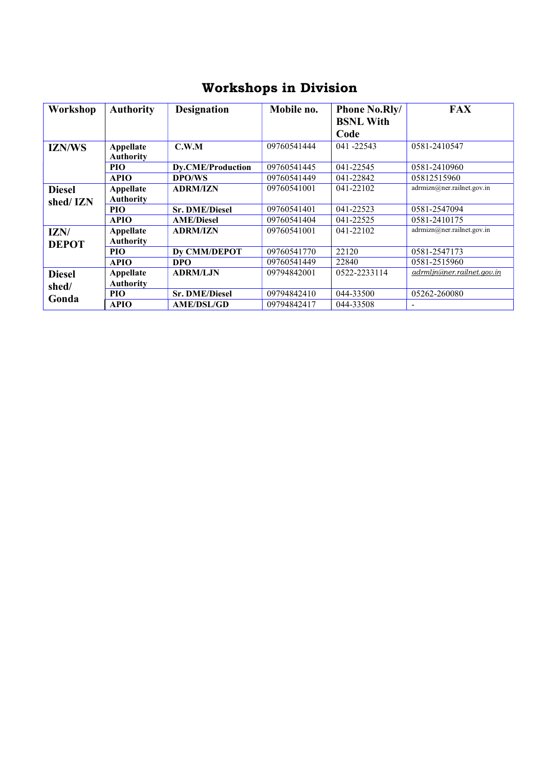# Workshops in Division

| Workshop | Authority | Designation | Mobile no. | Phone No.Rly/ BSNL With Code | FAX |
|---|---|---|---|---|---|
| **IZN/WS** | **Appellate Authority** | **C.W.M** | 09760541444 | 041 -22543 | 0581-2410547 |
| | **PIO** | **Dy.CME/Production** | 09760541445 | 041-22545 | 0581-2410960 |
| | **APIO** | **DPO/WS** | 09760541449 | 041-22842 | 05812515960 |
| **Diesel shed/ IZN** | **Appellate Authority** | **ADRM/IZN** | 09760541001 | 041-22102 | adrmizn@ner.railnet.gov.in |
| | **PIO** | **Sr. DME/Diesel** | 09760541401 | 041-22523 | 0581-2547094 |
| | **APIO** | **AME/Diesel** | 09760541404 | 041-22525 | 0581-2410175 |
| **IZN/ DEPOT** | **Appellate Authority** | **ADRM/IZN** | 09760541001 | 041-22102 | adrmizn@ner.railnet.gov.in |
| | **PIO** | **Dy CMM/DEPOT** | 09760541770 | 22120 | 0581-2547173 |
| | **APIO** | **DPO** | 09760541449 | 22840 | 0581-2515960 |
| **Diesel shed/ Gonda** | **Appellate Authority** | **ADRM/LJN** | 09794842001 | 0522-2233114 | *adrmljn@ner.railnet.gov.in* |
| | **PIO** | **Sr. DME/Diesel** | 09794842410 | 044-33500 | 05262-260080 |
| | **APIO** | **AME/DSL/GD** | 09794842417 | 044-33508 | - |